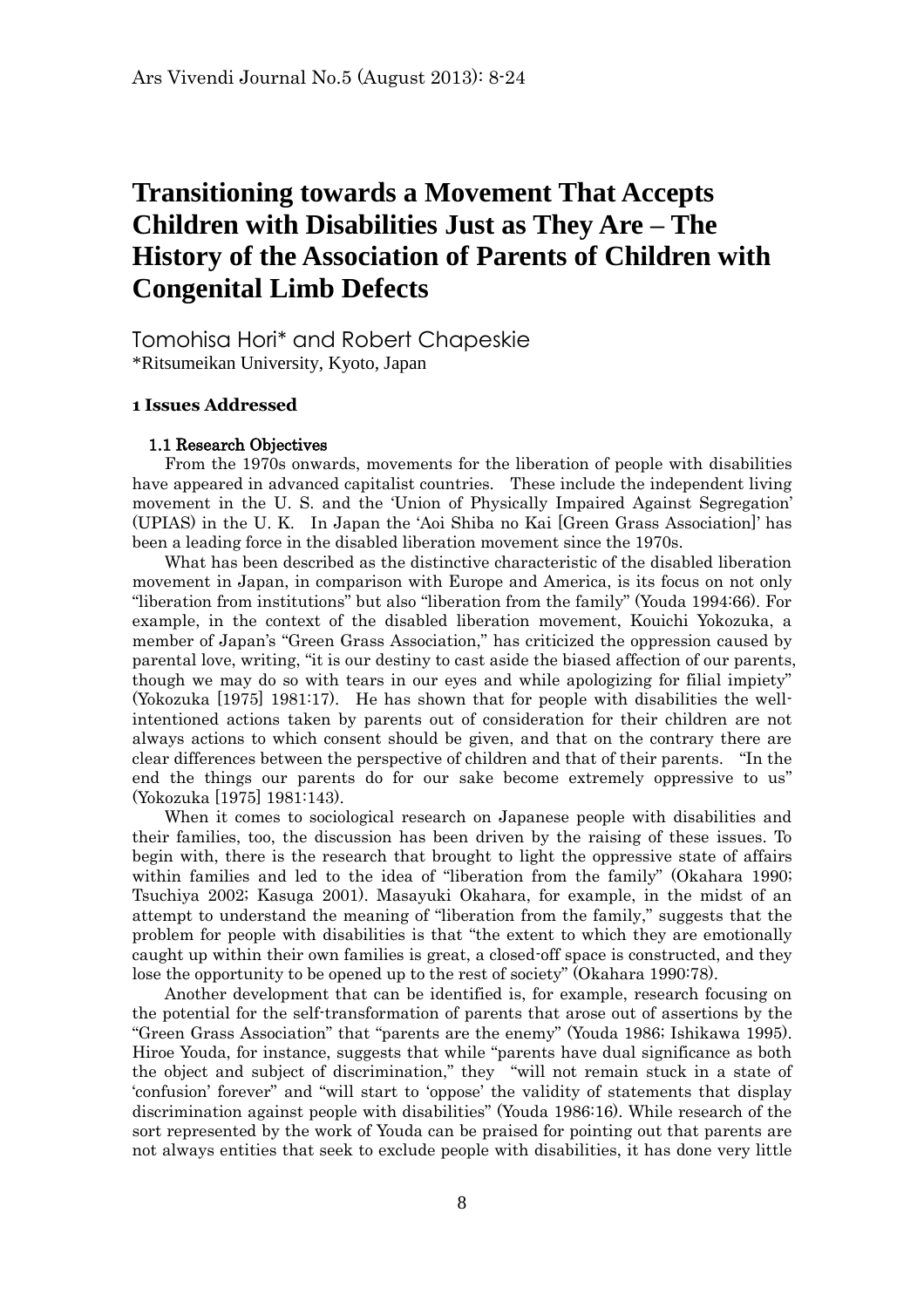# Transitioning towards a Movement That Accepts Children with Disabilities Just as They Are – The History of the Association of Parents of Children with Congenital Limb Defects

Tomohisa Hori* and Robert Chapeskie

*Ritsumeikan University, Kyoto, Japan

## 1 Issues Addressed

### 1.1 Research Objectives

From the 1970s onwards, movements for the liberation of people with disabilities have appeared in advanced capitalist countries. These include the independent living movement in the U. S. and the 'Union of Physically Impaired Against Segregation' (UPIAS) in the U. K. In Japan the 'Aoi Shiba no Kai [Green Grass Association]' has been a leading force in the disabled liberation movement since the 1970s.

What has been described as the distinctive characteristic of the disabled liberation movement in Japan, in comparison with Europe and America, is its focus on not only "liberation from institutions" but also "liberation from the family" (Youda 1994:66). For example, in the context of the disabled liberation movement, Kouichi Yokozuka, a member of Japan's "Green Grass Association," has criticized the oppression caused by parental love, writing, "it is our destiny to cast aside the biased affection of our parents, though we may do so with tears in our eyes and while apologizing for filial impiety" (Yokozuka [1975] 1981:17). He has shown that for people with disabilities the well-intentioned actions taken by parents out of consideration for their children are not always actions to which consent should be given, and that on the contrary there are clear differences between the perspective of children and that of their parents. "In the end the things our parents do for our sake become extremely oppressive to us" (Yokozuka [1975] 1981:143).

When it comes to sociological research on Japanese people with disabilities and their families, too, the discussion has been driven by the raising of these issues. To begin with, there is the research that brought to light the oppressive state of affairs within families and led to the idea of "liberation from the family" (Okahara 1990; Tsuchiya 2002; Kasuga 2001). Masayuki Okahara, for example, in the midst of an attempt to understand the meaning of "liberation from the family," suggests that the problem for people with disabilities is that "the extent to which they are emotionally caught up within their own families is great, a closed-off space is constructed, and they lose the opportunity to be opened up to the rest of society" (Okahara 1990:78).

Another development that can be identified is, for example, research focusing on the potential for the self-transformation of parents that arose out of assertions by the "Green Grass Association" that "parents are the enemy" (Youda 1986; Ishikawa 1995). Hiroe Youda, for instance, suggests that while "parents have dual significance as both the object and subject of discrimination," they "will not remain stuck in a state of 'confusion' forever" and "will start to 'oppose' the validity of statements that display discrimination against people with disabilities" (Youda 1986:16). While research of the sort represented by the work of Youda can be praised for pointing out that parents are not always entities that seek to exclude people with disabilities, it has done very little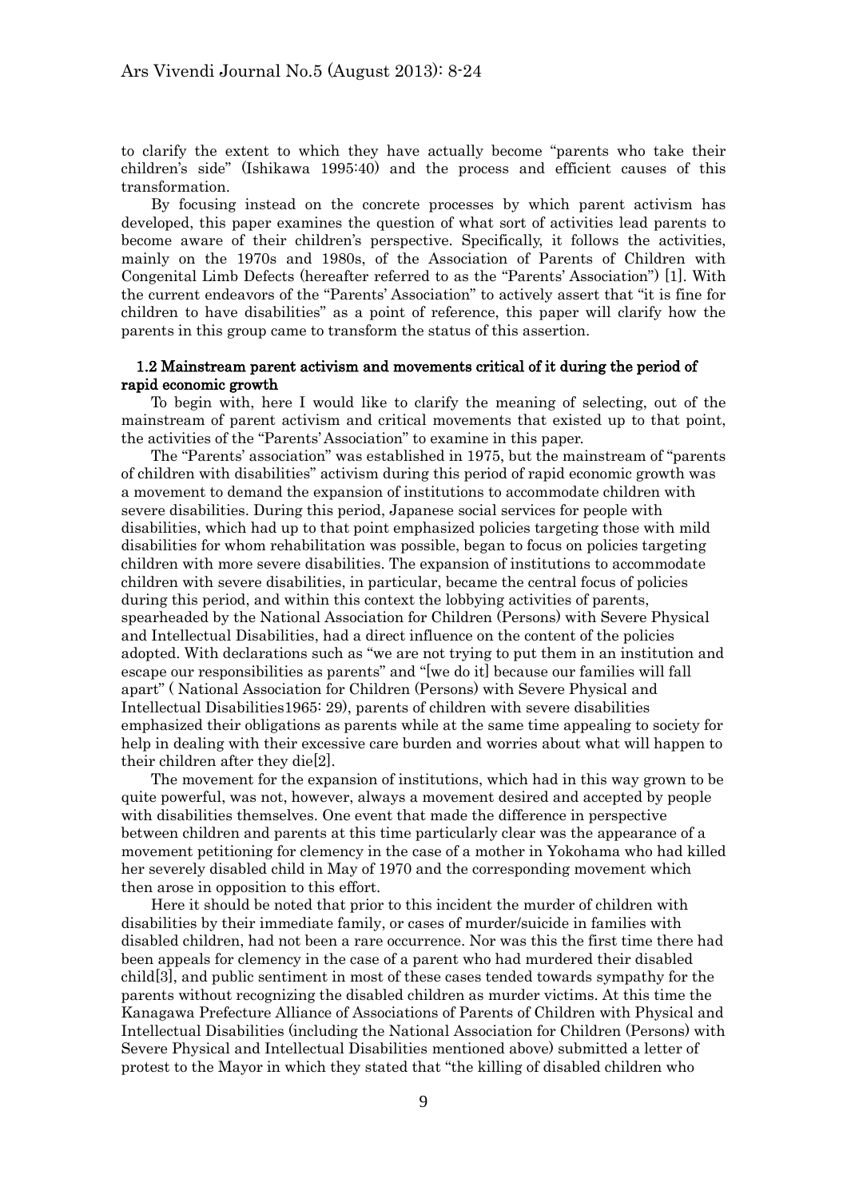to clarify the extent to which they have actually become "parents who take their children's side" (Ishikawa 1995:40) and the process and efficient causes of this transformation.

By focusing instead on the concrete processes by which parent activism has developed, this paper examines the question of what sort of activities lead parents to become aware of their children's perspective. Specifically, it follows the activities, mainly on the 1970s and 1980s, of the Association of Parents of Children with Congenital Limb Defects (hereafter referred to as the "Parents' Association") [1]. With the current endeavors of the "Parents' Association" to actively assert that "it is fine for children to have disabilities" as a point of reference, this paper will clarify how the parents in this group came to transform the status of this assertion.

### 1.2 Mainstream parent activism and movements critical of it during the period of rapid economic growth

To begin with, here I would like to clarify the meaning of selecting, out of the mainstream of parent activism and critical movements that existed up to that point, the activities of the "Parents' Association" to examine in this paper.

The "Parents' association" was established in 1975, but the mainstream of "parents of children with disabilities" activism during this period of rapid economic growth was a movement to demand the expansion of institutions to accommodate children with severe disabilities. During this period, Japanese social services for people with disabilities, which had up to that point emphasized policies targeting those with mild disabilities for whom rehabilitation was possible, began to focus on policies targeting children with more severe disabilities. The expansion of institutions to accommodate children with severe disabilities, in particular, became the central focus of policies during this period, and within this context the lobbying activities of parents, spearheaded by the National Association for Children (Persons) with Severe Physical and Intellectual Disabilities, had a direct influence on the content of the policies adopted. With declarations such as "we are not trying to put them in an institution and escape our responsibilities as parents" and "[we do it] because our families will fall apart" ( National Association for Children (Persons) with Severe Physical and Intellectual Disabilities1965: 29), parents of children with severe disabilities emphasized their obligations as parents while at the same time appealing to society for help in dealing with their excessive care burden and worries about what will happen to their children after they die[2].

The movement for the expansion of institutions, which had in this way grown to be quite powerful, was not, however, always a movement desired and accepted by people with disabilities themselves. One event that made the difference in perspective between children and parents at this time particularly clear was the appearance of a movement petitioning for clemency in the case of a mother in Yokohama who had killed her severely disabled child in May of 1970 and the corresponding movement which then arose in opposition to this effort.

Here it should be noted that prior to this incident the murder of children with disabilities by their immediate family, or cases of murder/suicide in families with disabled children, had not been a rare occurrence. Nor was this the first time there had been appeals for clemency in the case of a parent who had murdered their disabled child[3], and public sentiment in most of these cases tended towards sympathy for the parents without recognizing the disabled children as murder victims. At this time the Kanagawa Prefecture Alliance of Associations of Parents of Children with Physical and Intellectual Disabilities (including the National Association for Children (Persons) with Severe Physical and Intellectual Disabilities mentioned above) submitted a letter of protest to the Mayor in which they stated that "the killing of disabled children who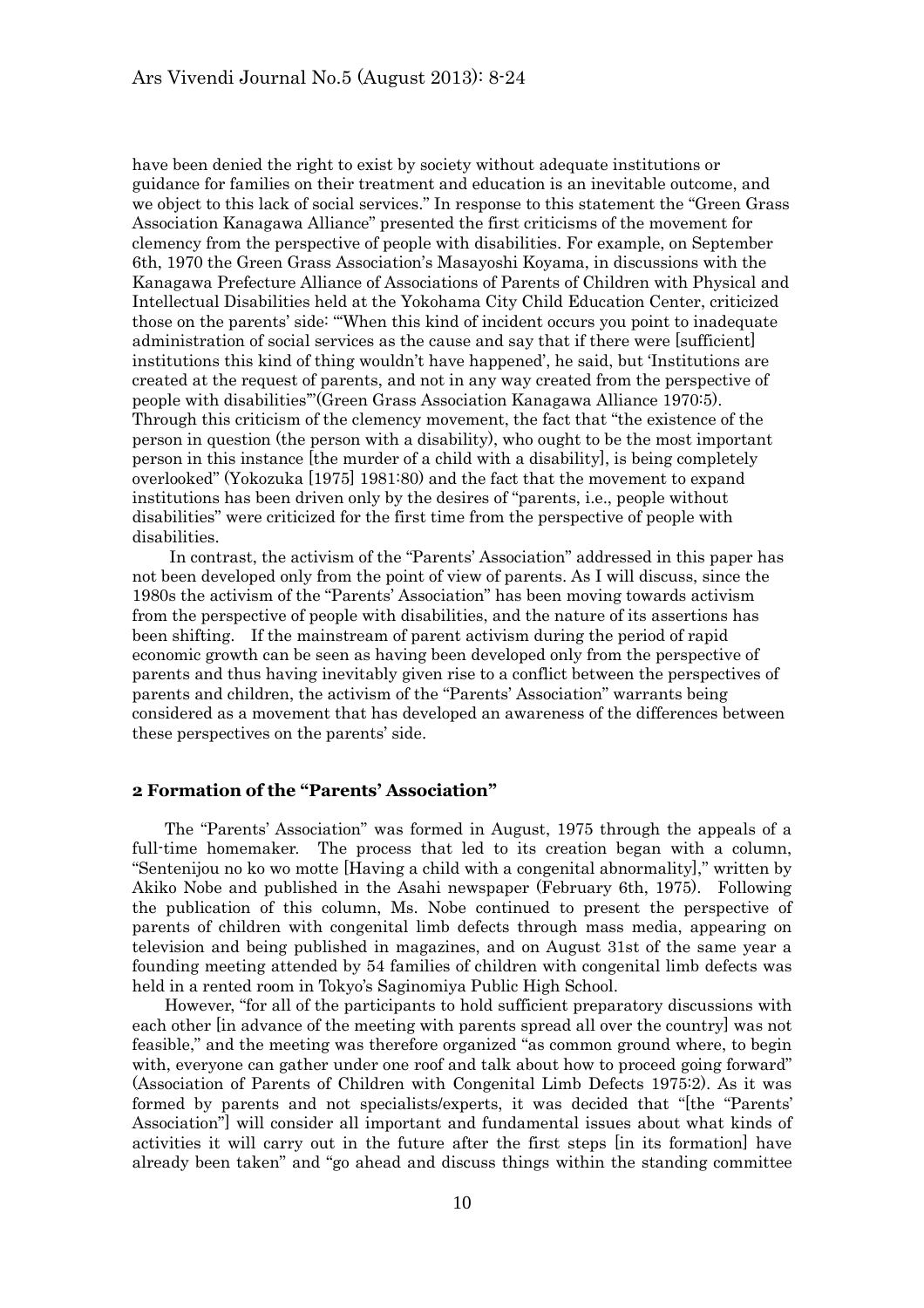have been denied the right to exist by society without adequate institutions or guidance for families on their treatment and education is an inevitable outcome, and we object to this lack of social services." In response to this statement the "Green Grass Association Kanagawa Alliance" presented the first criticisms of the movement for clemency from the perspective of people with disabilities. For example, on September 6th, 1970 the Green Grass Association's Masayoshi Koyama, in discussions with the Kanagawa Prefecture Alliance of Associations of Parents of Children with Physical and Intellectual Disabilities held at the Yokohama City Child Education Center, criticized those on the parents' side: "'When this kind of incident occurs you point to inadequate administration of social services as the cause and say that if there were [sufficient] institutions this kind of thing wouldn't have happened', he said, but 'Institutions are created at the request of parents, and not in any way created from the perspective of people with disabilities'"(Green Grass Association Kanagawa Alliance 1970:5). Through this criticism of the clemency movement, the fact that "the existence of the person in question (the person with a disability), who ought to be the most important person in this instance [the murder of a child with a disability], is being completely overlooked" (Yokozuka [1975] 1981:80) and the fact that the movement to expand institutions has been driven only by the desires of "parents, i.e., people without disabilities" were criticized for the first time from the perspective of people with disabilities.

In contrast, the activism of the "Parents' Association" addressed in this paper has not been developed only from the point of view of parents. As I will discuss, since the 1980s the activism of the "Parents' Association" has been moving towards activism from the perspective of people with disabilities, and the nature of its assertions has been shifting. If the mainstream of parent activism during the period of rapid economic growth can be seen as having been developed only from the perspective of parents and thus having inevitably given rise to a conflict between the perspectives of parents and children, the activism of the "Parents' Association" warrants being considered as a movement that has developed an awareness of the differences between these perspectives on the parents' side.

## 2 Formation of the "Parents' Association"

The "Parents' Association" was formed in August, 1975 through the appeals of a full-time homemaker. The process that led to its creation began with a column, "Sentenijou no ko wo motte [Having a child with a congenital abnormality]," written by Akiko Nobe and published in the Asahi newspaper (February 6th, 1975). Following the publication of this column, Ms. Nobe continued to present the perspective of parents of children with congenital limb defects through mass media, appearing on television and being published in magazines, and on August 31st of the same year a founding meeting attended by 54 families of children with congenital limb defects was held in a rented room in Tokyo's Saginomiya Public High School.

However, "for all of the participants to hold sufficient preparatory discussions with each other [in advance of the meeting with parents spread all over the country] was not feasible," and the meeting was therefore organized "as common ground where, to begin with, everyone can gather under one roof and talk about how to proceed going forward" (Association of Parents of Children with Congenital Limb Defects 1975:2). As it was formed by parents and not specialists/experts, it was decided that "[the "Parents' Association"] will consider all important and fundamental issues about what kinds of activities it will carry out in the future after the first steps [in its formation] have already been taken" and "go ahead and discuss things within the standing committee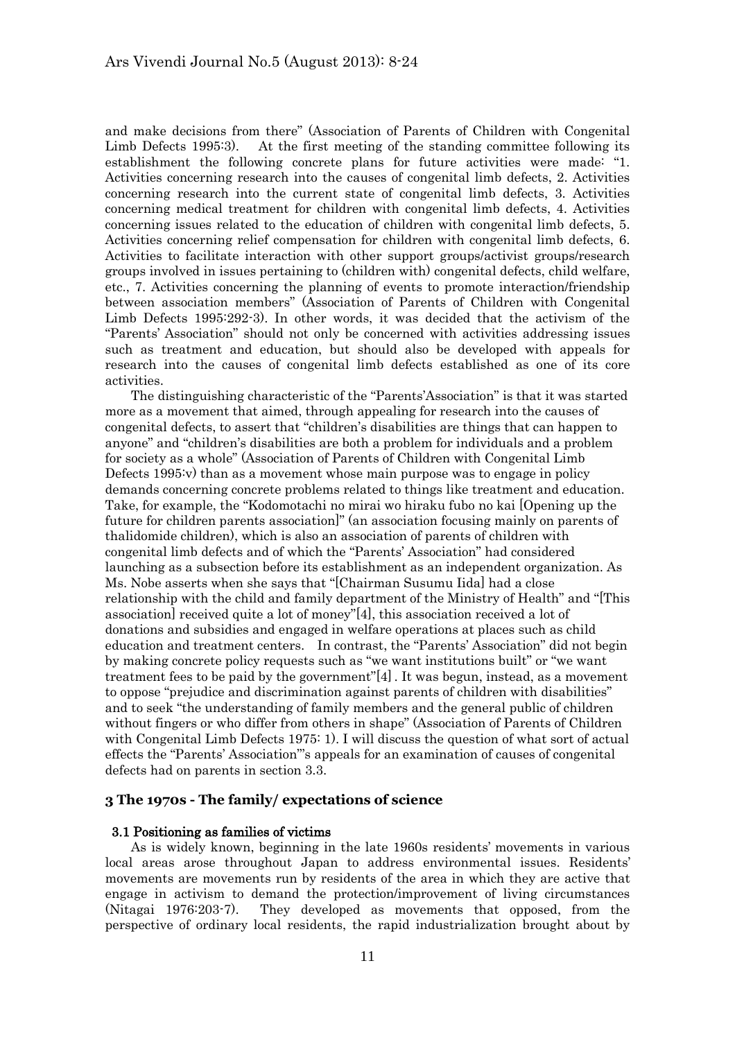and make decisions from there" (Association of Parents of Children with Congenital Limb Defects 1995:3). At the first meeting of the standing committee following its establishment the following concrete plans for future activities were made: "1. Activities concerning research into the causes of congenital limb defects, 2. Activities concerning research into the current state of congenital limb defects, 3. Activities concerning medical treatment for children with congenital limb defects, 4. Activities concerning issues related to the education of children with congenital limb defects, 5. Activities concerning relief compensation for children with congenital limb defects, 6. Activities to facilitate interaction with other support groups/activist groups/research groups involved in issues pertaining to (children with) congenital defects, child welfare, etc., 7. Activities concerning the planning of events to promote interaction/friendship between association members" (Association of Parents of Children with Congenital Limb Defects 1995:292-3). In other words, it was decided that the activism of the "Parents' Association" should not only be concerned with activities addressing issues such as treatment and education, but should also be developed with appeals for research into the causes of congenital limb defects established as one of its core activities.

The distinguishing characteristic of the "Parents'Association" is that it was started more as a movement that aimed, through appealing for research into the causes of congenital defects, to assert that "children's disabilities are things that can happen to anyone" and "children's disabilities are both a problem for individuals and a problem for society as a whole" (Association of Parents of Children with Congenital Limb Defects 1995:v) than as a movement whose main purpose was to engage in policy demands concerning concrete problems related to things like treatment and education. Take, for example, the "Kodomotachi no mirai wo hiraku fubo no kai [Opening up the future for children parents association]" (an association focusing mainly on parents of thalidomide children), which is also an association of parents of children with congenital limb defects and of which the "Parents' Association" had considered launching as a subsection before its establishment as an independent organization. As Ms. Nobe asserts when she says that "[Chairman Susumu Iida] had a close relationship with the child and family department of the Ministry of Health" and "[This association] received quite a lot of money"[4], this association received a lot of donations and subsidies and engaged in welfare operations at places such as child education and treatment centers. In contrast, the "Parents' Association" did not begin by making concrete policy requests such as "we want institutions built" or "we want treatment fees to be paid by the government"[4] . It was begun, instead, as a movement to oppose "prejudice and discrimination against parents of children with disabilities" and to seek "the understanding of family members and the general public of children without fingers or who differ from others in shape" (Association of Parents of Children with Congenital Limb Defects 1975: 1). I will discuss the question of what sort of actual effects the "Parents' Association"'s appeals for an examination of causes of congenital defects had on parents in section 3.3.

## 3 The 1970s - The family/ expectations of science

### 3.1 Positioning as families of victims

As is widely known, beginning in the late 1960s residents' movements in various local areas arose throughout Japan to address environmental issues. Residents' movements are movements run by residents of the area in which they are active that engage in activism to demand the protection/improvement of living circumstances (Nitagai 1976:203-7). They developed as movements that opposed, from the perspective of ordinary local residents, the rapid industrialization brought about by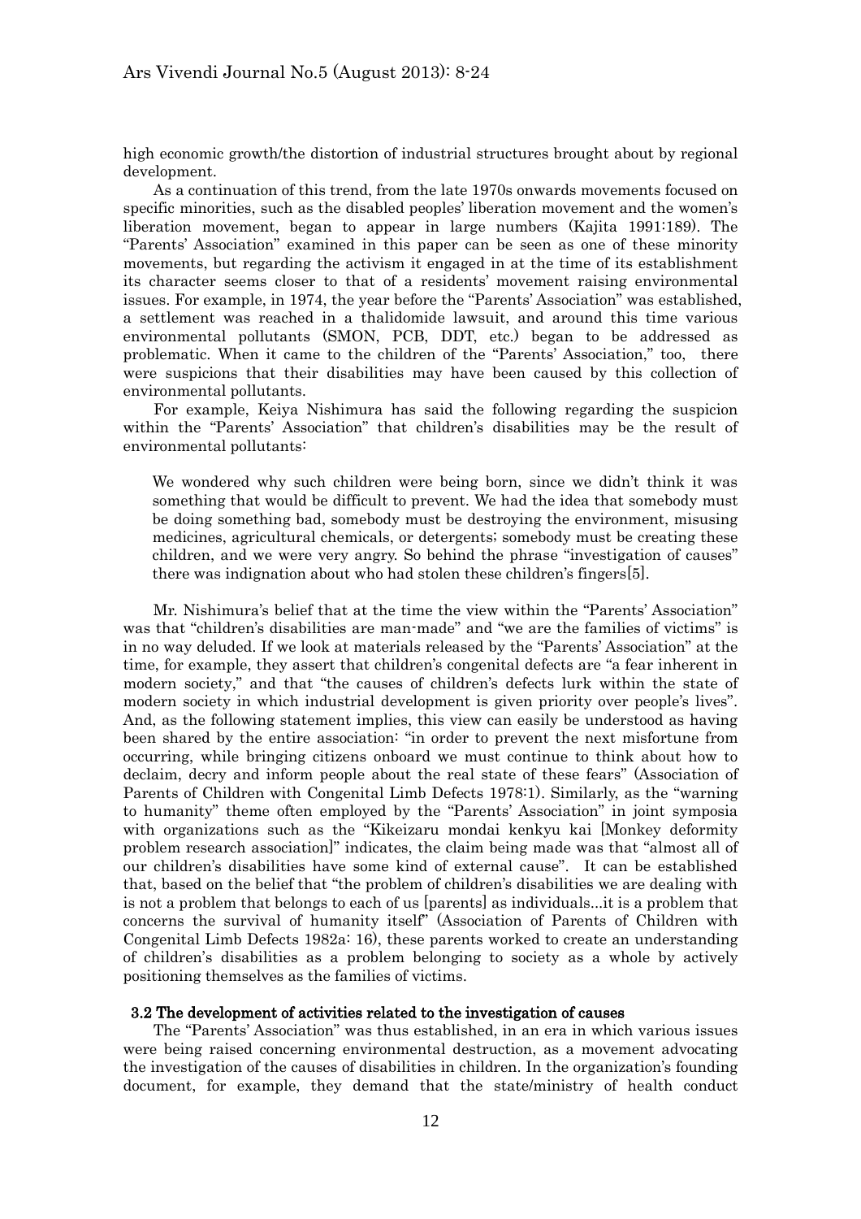high economic growth/the distortion of industrial structures brought about by regional development.

As a continuation of this trend, from the late 1970s onwards movements focused on specific minorities, such as the disabled peoples' liberation movement and the women's liberation movement, began to appear in large numbers (Kajita 1991:189). The "Parents' Association" examined in this paper can be seen as one of these minority movements, but regarding the activism it engaged in at the time of its establishment its character seems closer to that of a residents' movement raising environmental issues. For example, in 1974, the year before the "Parents' Association" was established, a settlement was reached in a thalidomide lawsuit, and around this time various environmental pollutants (SMON, PCB, DDT, etc.) began to be addressed as problematic. When it came to the children of the "Parents' Association," too, there were suspicions that their disabilities may have been caused by this collection of environmental pollutants.

For example, Keiya Nishimura has said the following regarding the suspicion within the "Parents' Association" that children's disabilities may be the result of environmental pollutants:

> We wondered why such children were being born, since we didn't think it was something that would be difficult to prevent. We had the idea that somebody must be doing something bad, somebody must be destroying the environment, misusing medicines, agricultural chemicals, or detergents; somebody must be creating these children, and we were very angry. So behind the phrase "investigation of causes" there was indignation about who had stolen these children's fingers[5].

Mr. Nishimura's belief that at the time the view within the "Parents' Association" was that "children's disabilities are man-made" and "we are the families of victims" is in no way deluded. If we look at materials released by the "Parents' Association" at the time, for example, they assert that children's congenital defects are "a fear inherent in modern society," and that "the causes of children's defects lurk within the state of modern society in which industrial development is given priority over people's lives". And, as the following statement implies, this view can easily be understood as having been shared by the entire association: "in order to prevent the next misfortune from occurring, while bringing citizens onboard we must continue to think about how to declaim, decry and inform people about the real state of these fears" (Association of Parents of Children with Congenital Limb Defects 1978:1). Similarly, as the "warning to humanity" theme often employed by the "Parents' Association" in joint symposia with organizations such as the "Kikeizaru mondai kenkyu kai [Monkey deformity problem research association]" indicates, the claim being made was that "almost all of our children's disabilities have some kind of external cause". It can be established that, based on the belief that "the problem of children's disabilities we are dealing with is not a problem that belongs to each of us [parents] as individuals...it is a problem that concerns the survival of humanity itself" (Association of Parents of Children with Congenital Limb Defects 1982a: 16), these parents worked to create an understanding of children's disabilities as a problem belonging to society as a whole by actively positioning themselves as the families of victims.

### 3.2 The development of activities related to the investigation of causes

The "Parents' Association" was thus established, in an era in which various issues were being raised concerning environmental destruction, as a movement advocating the investigation of the causes of disabilities in children. In the organization's founding document, for example, they demand that the state/ministry of health conduct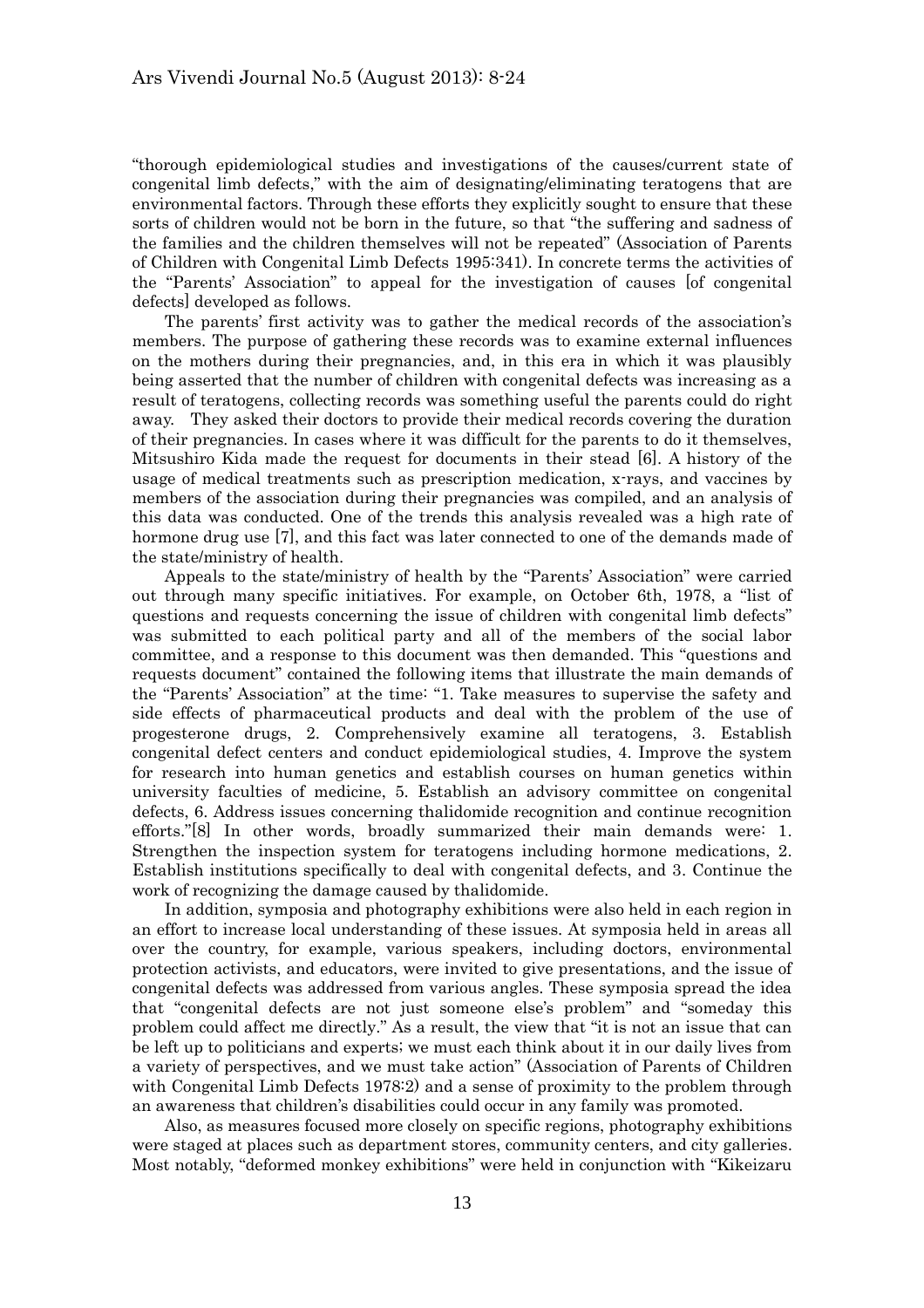"thorough epidemiological studies and investigations of the causes/current state of congenital limb defects," with the aim of designating/eliminating teratogens that are environmental factors. Through these efforts they explicitly sought to ensure that these sorts of children would not be born in the future, so that "the suffering and sadness of the families and the children themselves will not be repeated" (Association of Parents of Children with Congenital Limb Defects 1995:341). In concrete terms the activities of the "Parents' Association" to appeal for the investigation of causes [of congenital defects] developed as follows.

The parents' first activity was to gather the medical records of the association's members. The purpose of gathering these records was to examine external influences on the mothers during their pregnancies, and, in this era in which it was plausibly being asserted that the number of children with congenital defects was increasing as a result of teratogens, collecting records was something useful the parents could do right away. They asked their doctors to provide their medical records covering the duration of their pregnancies. In cases where it was difficult for the parents to do it themselves, Mitsushiro Kida made the request for documents in their stead [6]. A history of the usage of medical treatments such as prescription medication, x-rays, and vaccines by members of the association during their pregnancies was compiled, and an analysis of this data was conducted. One of the trends this analysis revealed was a high rate of hormone drug use [7], and this fact was later connected to one of the demands made of the state/ministry of health.

Appeals to the state/ministry of health by the "Parents' Association" were carried out through many specific initiatives. For example, on October 6th, 1978, a "list of questions and requests concerning the issue of children with congenital limb defects" was submitted to each political party and all of the members of the social labor committee, and a response to this document was then demanded. This "questions and requests document" contained the following items that illustrate the main demands of the "Parents' Association" at the time: "1. Take measures to supervise the safety and side effects of pharmaceutical products and deal with the problem of the use of progesterone drugs, 2. Comprehensively examine all teratogens, 3. Establish congenital defect centers and conduct epidemiological studies, 4. Improve the system for research into human genetics and establish courses on human genetics within university faculties of medicine, 5. Establish an advisory committee on congenital defects, 6. Address issues concerning thalidomide recognition and continue recognition efforts."[8] In other words, broadly summarized their main demands were: 1. Strengthen the inspection system for teratogens including hormone medications, 2. Establish institutions specifically to deal with congenital defects, and 3. Continue the work of recognizing the damage caused by thalidomide.

In addition, symposia and photography exhibitions were also held in each region in an effort to increase local understanding of these issues. At symposia held in areas all over the country, for example, various speakers, including doctors, environmental protection activists, and educators, were invited to give presentations, and the issue of congenital defects was addressed from various angles. These symposia spread the idea that "congenital defects are not just someone else's problem" and "someday this problem could affect me directly." As a result, the view that "it is not an issue that can be left up to politicians and experts; we must each think about it in our daily lives from a variety of perspectives, and we must take action" (Association of Parents of Children with Congenital Limb Defects 1978:2) and a sense of proximity to the problem through an awareness that children's disabilities could occur in any family was promoted.

Also, as measures focused more closely on specific regions, photography exhibitions were staged at places such as department stores, community centers, and city galleries. Most notably, "deformed monkey exhibitions" were held in conjunction with "Kikeizaru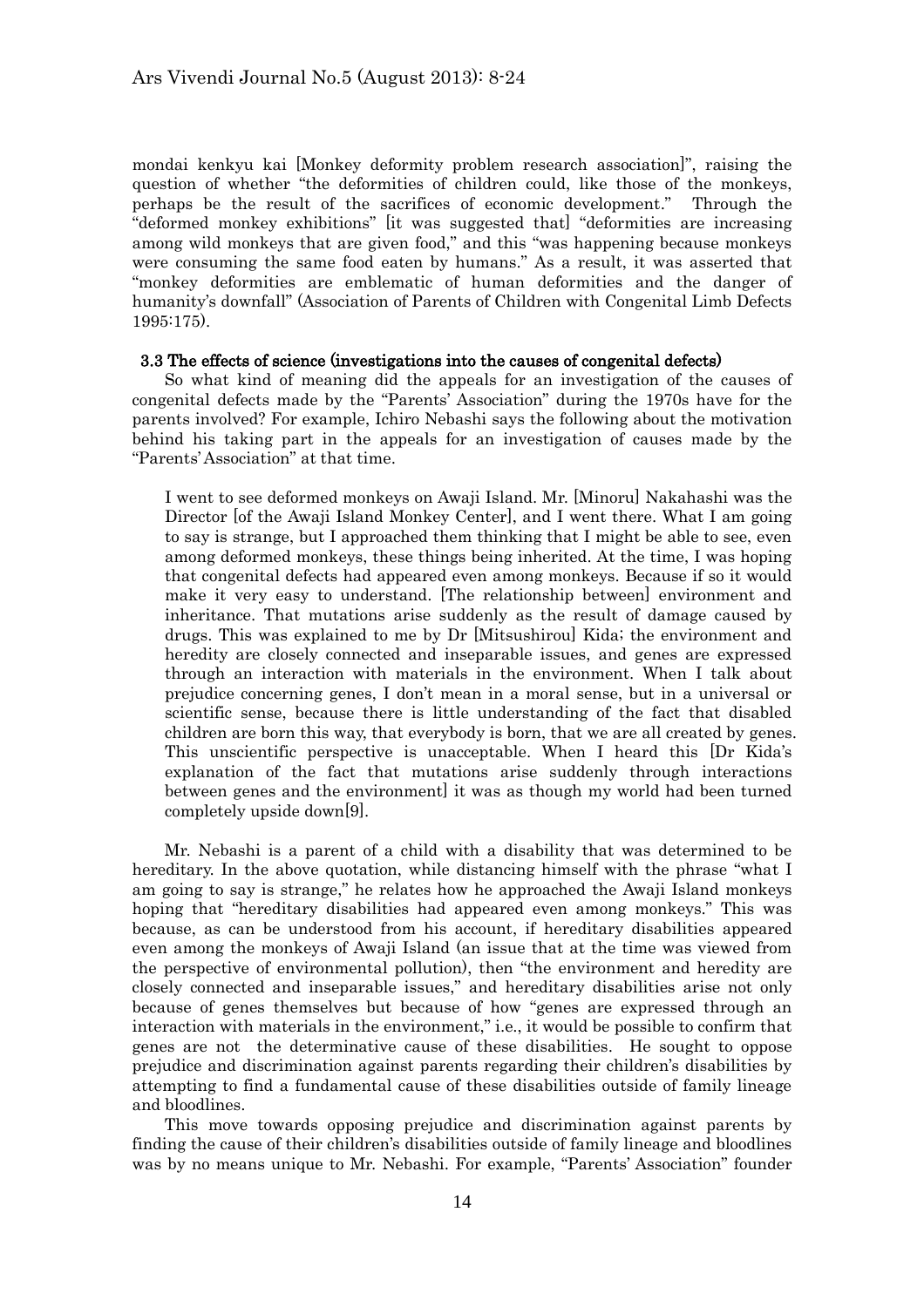mondai kenkyu kai [Monkey deformity problem research association]", raising the question of whether "the deformities of children could, like those of the monkeys, perhaps be the result of the sacrifices of economic development." Through the "deformed monkey exhibitions" [it was suggested that] "deformities are increasing among wild monkeys that are given food," and this "was happening because monkeys were consuming the same food eaten by humans." As a result, it was asserted that "monkey deformities are emblematic of human deformities and the danger of humanity's downfall" (Association of Parents of Children with Congenital Limb Defects 1995:175).

### 3.3 The effects of science (investigations into the causes of congenital defects)

So what kind of meaning did the appeals for an investigation of the causes of congenital defects made by the "Parents' Association" during the 1970s have for the parents involved? For example, Ichiro Nebashi says the following about the motivation behind his taking part in the appeals for an investigation of causes made by the "Parents' Association" at that time.

> I went to see deformed monkeys on Awaji Island. Mr. [Minoru] Nakahashi was the Director [of the Awaji Island Monkey Center], and I went there. What I am going to say is strange, but I approached them thinking that I might be able to see, even among deformed monkeys, these things being inherited. At the time, I was hoping that congenital defects had appeared even among monkeys. Because if so it would make it very easy to understand. [The relationship between] environment and inheritance. That mutations arise suddenly as the result of damage caused by drugs. This was explained to me by Dr [Mitsushirou] Kida; the environment and heredity are closely connected and inseparable issues, and genes are expressed through an interaction with materials in the environment. When I talk about prejudice concerning genes, I don't mean in a moral sense, but in a universal or scientific sense, because there is little understanding of the fact that disabled children are born this way, that everybody is born, that we are all created by genes. This unscientific perspective is unacceptable. When I heard this [Dr Kida's explanation of the fact that mutations arise suddenly through interactions between genes and the environment] it was as though my world had been turned completely upside down[9].

Mr. Nebashi is a parent of a child with a disability that was determined to be hereditary. In the above quotation, while distancing himself with the phrase "what I am going to say is strange," he relates how he approached the Awaji Island monkeys hoping that "hereditary disabilities had appeared even among monkeys." This was because, as can be understood from his account, if hereditary disabilities appeared even among the monkeys of Awaji Island (an issue that at the time was viewed from the perspective of environmental pollution), then "the environment and heredity are closely connected and inseparable issues," and hereditary disabilities arise not only because of genes themselves but because of how "genes are expressed through an interaction with materials in the environment," i.e., it would be possible to confirm that genes are not the determinative cause of these disabilities. He sought to oppose prejudice and discrimination against parents regarding their children's disabilities by attempting to find a fundamental cause of these disabilities outside of family lineage and bloodlines.

This move towards opposing prejudice and discrimination against parents by finding the cause of their children's disabilities outside of family lineage and bloodlines was by no means unique to Mr. Nebashi. For example, "Parents' Association" founder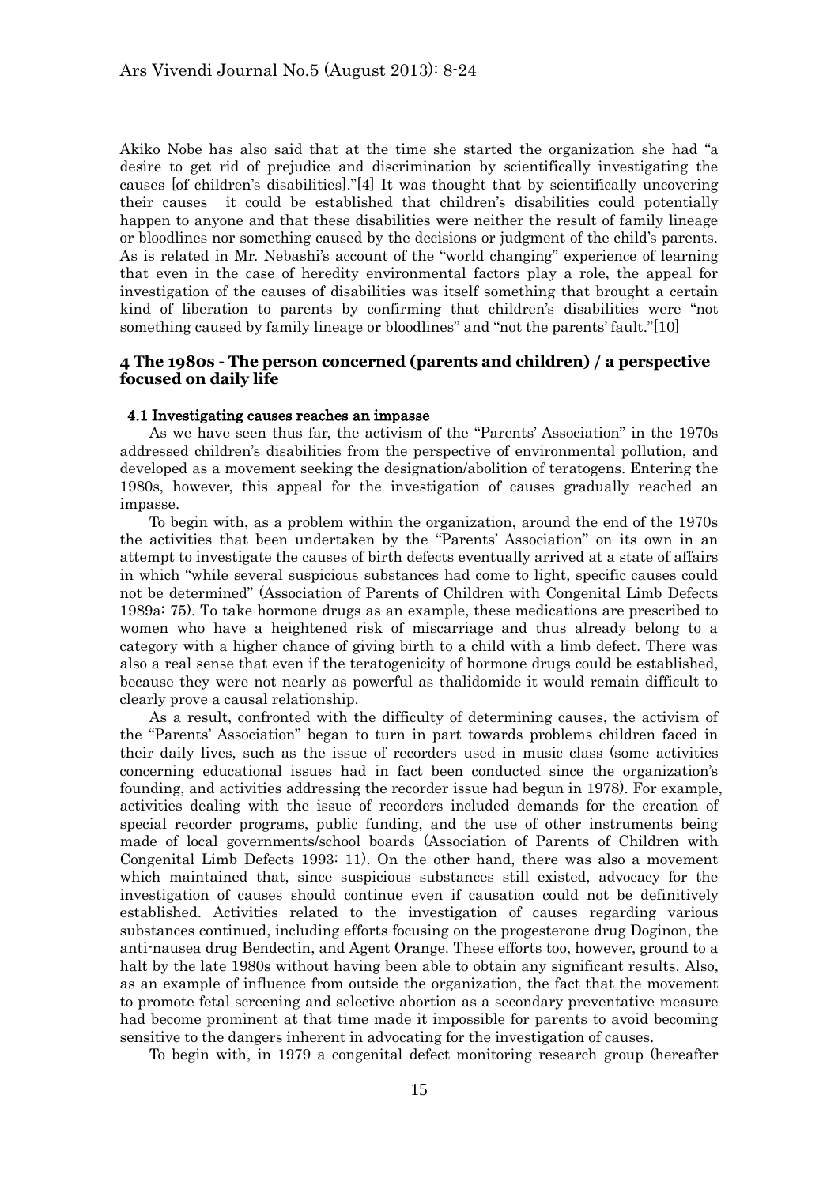Akiko Nobe has also said that at the time she started the organization she had "a desire to get rid of prejudice and discrimination by scientifically investigating the causes [of children's disabilities]."[4] It was thought that by scientifically uncovering their causes it could be established that children's disabilities could potentially happen to anyone and that these disabilities were neither the result of family lineage or bloodlines nor something caused by the decisions or judgment of the child's parents. As is related in Mr. Nebashi's account of the "world changing" experience of learning that even in the case of heredity environmental factors play a role, the appeal for investigation of the causes of disabilities was itself something that brought a certain kind of liberation to parents by confirming that children's disabilities were "not something caused by family lineage or bloodlines" and "not the parents' fault."[10]

## 4 The 1980s - The person concerned (parents and children) / a perspective focused on daily life

### 4.1 Investigating causes reaches an impasse

As we have seen thus far, the activism of the "Parents' Association" in the 1970s addressed children's disabilities from the perspective of environmental pollution, and developed as a movement seeking the designation/abolition of teratogens. Entering the 1980s, however, this appeal for the investigation of causes gradually reached an impasse.

To begin with, as a problem within the organization, around the end of the 1970s the activities that been undertaken by the "Parents' Association" on its own in an attempt to investigate the causes of birth defects eventually arrived at a state of affairs in which "while several suspicious substances had come to light, specific causes could not be determined" (Association of Parents of Children with Congenital Limb Defects 1989a: 75). To take hormone drugs as an example, these medications are prescribed to women who have a heightened risk of miscarriage and thus already belong to a category with a higher chance of giving birth to a child with a limb defect. There was also a real sense that even if the teratogenicity of hormone drugs could be established, because they were not nearly as powerful as thalidomide it would remain difficult to clearly prove a causal relationship.

As a result, confronted with the difficulty of determining causes, the activism of the "Parents' Association" began to turn in part towards problems children faced in their daily lives, such as the issue of recorders used in music class (some activities concerning educational issues had in fact been conducted since the organization's founding, and activities addressing the recorder issue had begun in 1978). For example, activities dealing with the issue of recorders included demands for the creation of special recorder programs, public funding, and the use of other instruments being made of local governments/school boards (Association of Parents of Children with Congenital Limb Defects 1993: 11). On the other hand, there was also a movement which maintained that, since suspicious substances still existed, advocacy for the investigation of causes should continue even if causation could not be definitively established. Activities related to the investigation of causes regarding various substances continued, including efforts focusing on the progesterone drug Doginon, the anti-nausea drug Bendectin, and Agent Orange. These efforts too, however, ground to a halt by the late 1980s without having been able to obtain any significant results. Also, as an example of influence from outside the organization, the fact that the movement to promote fetal screening and selective abortion as a secondary preventative measure had become prominent at that time made it impossible for parents to avoid becoming sensitive to the dangers inherent in advocating for the investigation of causes.

To begin with, in 1979 a congenital defect monitoring research group (hereafter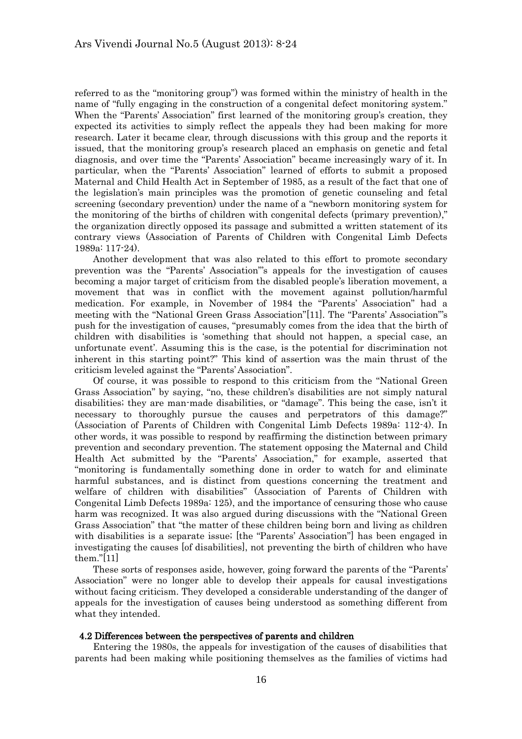referred to as the "monitoring group") was formed within the ministry of health in the name of "fully engaging in the construction of a congenital defect monitoring system." When the "Parents' Association" first learned of the monitoring group's creation, they expected its activities to simply reflect the appeals they had been making for more research. Later it became clear, through discussions with this group and the reports it issued, that the monitoring group's research placed an emphasis on genetic and fetal diagnosis, and over time the "Parents' Association" became increasingly wary of it. In particular, when the "Parents' Association" learned of efforts to submit a proposed Maternal and Child Health Act in September of 1985, as a result of the fact that one of the legislation's main principles was the promotion of genetic counseling and fetal screening (secondary prevention) under the name of a "newborn monitoring system for the monitoring of the births of children with congenital defects (primary prevention)," the organization directly opposed its passage and submitted a written statement of its contrary views (Association of Parents of Children with Congenital Limb Defects 1989a: 117-24).

Another development that was also related to this effort to promote secondary prevention was the "Parents' Association"'s appeals for the investigation of causes becoming a major target of criticism from the disabled people's liberation movement, a movement that was in conflict with the movement against pollution/harmful medication. For example, in November of 1984 the "Parents' Association" had a meeting with the "National Green Grass Association"[11]. The "Parents' Association"'s push for the investigation of causes, "presumably comes from the idea that the birth of children with disabilities is 'something that should not happen, a special case, an unfortunate event'. Assuming this is the case, is the potential for discrimination not inherent in this starting point?" This kind of assertion was the main thrust of the criticism leveled against the "Parents' Association".

Of course, it was possible to respond to this criticism from the "National Green Grass Association" by saying, "no, these children's disabilities are not simply natural disabilities; they are man-made disabilities, or "damage". This being the case, isn't it necessary to thoroughly pursue the causes and perpetrators of this damage?" (Association of Parents of Children with Congenital Limb Defects 1989a: 112-4). In other words, it was possible to respond by reaffirming the distinction between primary prevention and secondary prevention. The statement opposing the Maternal and Child Health Act submitted by the "Parents' Association," for example, asserted that "monitoring is fundamentally something done in order to watch for and eliminate harmful substances, and is distinct from questions concerning the treatment and welfare of children with disabilities" (Association of Parents of Children with Congenital Limb Defects 1989a: 125), and the importance of censuring those who cause harm was recognized. It was also argued during discussions with the "National Green Grass Association" that "the matter of these children being born and living as children with disabilities is a separate issue; [the "Parents' Association"] has been engaged in investigating the causes [of disabilities], not preventing the birth of children who have them."[11]

These sorts of responses aside, however, going forward the parents of the "Parents' Association" were no longer able to develop their appeals for causal investigations without facing criticism. They developed a considerable understanding of the danger of appeals for the investigation of causes being understood as something different from what they intended.

### 4.2 Differences between the perspectives of parents and children

Entering the 1980s, the appeals for investigation of the causes of disabilities that parents had been making while positioning themselves as the families of victims had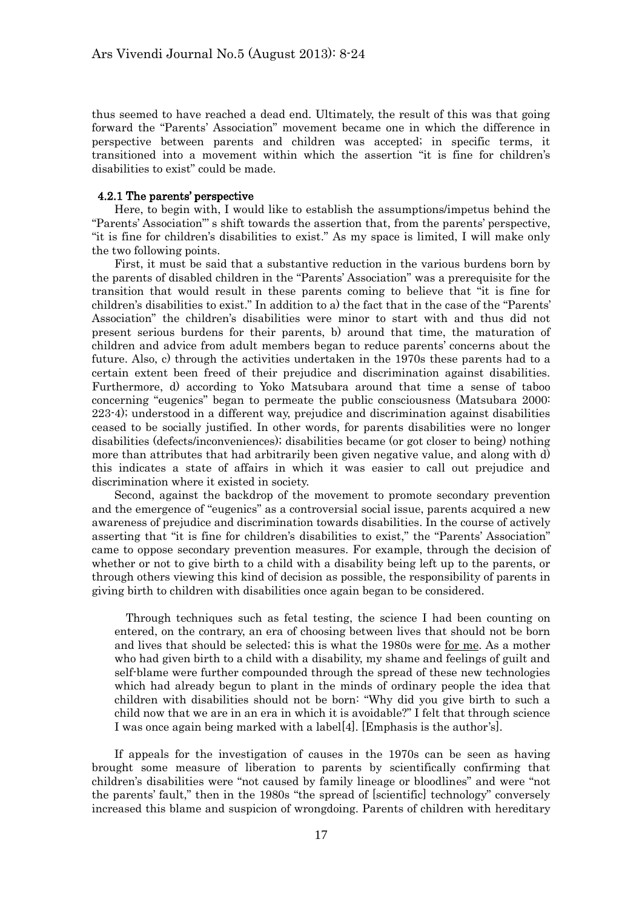thus seemed to have reached a dead end. Ultimately, the result of this was that going forward the "Parents' Association" movement became one in which the difference in perspective between parents and children was accepted; in specific terms, it transitioned into a movement within which the assertion "it is fine for children's disabilities to exist" could be made.

### 4.2.1 The parents' perspective

Here, to begin with, I would like to establish the assumptions/impetus behind the "Parents' Association"' s shift towards the assertion that, from the parents' perspective, "it is fine for children's disabilities to exist." As my space is limited, I will make only the two following points.

First, it must be said that a substantive reduction in the various burdens born by the parents of disabled children in the "Parents' Association" was a prerequisite for the transition that would result in these parents coming to believe that "it is fine for children's disabilities to exist." In addition to a) the fact that in the case of the "Parents' Association" the children's disabilities were minor to start with and thus did not present serious burdens for their parents, b) around that time, the maturation of children and advice from adult members began to reduce parents' concerns about the future. Also, c) through the activities undertaken in the 1970s these parents had to a certain extent been freed of their prejudice and discrimination against disabilities. Furthermore, d) according to Yoko Matsubara around that time a sense of taboo concerning "eugenics" began to permeate the public consciousness (Matsubara 2000: 223-4); understood in a different way, prejudice and discrimination against disabilities ceased to be socially justified. In other words, for parents disabilities were no longer disabilities (defects/inconveniences); disabilities became (or got closer to being) nothing more than attributes that had arbitrarily been given negative value, and along with d) this indicates a state of affairs in which it was easier to call out prejudice and discrimination where it existed in society.

Second, against the backdrop of the movement to promote secondary prevention and the emergence of "eugenics" as a controversial social issue, parents acquired a new awareness of prejudice and discrimination towards disabilities. In the course of actively asserting that "it is fine for children's disabilities to exist," the "Parents' Association" came to oppose secondary prevention measures. For example, through the decision of whether or not to give birth to a child with a disability being left up to the parents, or through others viewing this kind of decision as possible, the responsibility of parents in giving birth to children with disabilities once again began to be considered.

> Through techniques such as fetal testing, the science I had been counting on entered, on the contrary, an era of choosing between lives that should not be born and lives that should be selected; this is what the 1980s were <u>for me</u>. As a mother who had given birth to a child with a disability, my shame and feelings of guilt and self-blame were further compounded through the spread of these new technologies which had already begun to plant in the minds of ordinary people the idea that children with disabilities should not be born: "Why did you give birth to such a child now that we are in an era in which it is avoidable?" I felt that through science I was once again being marked with a label[4]. [Emphasis is the author's].

If appeals for the investigation of causes in the 1970s can be seen as having brought some measure of liberation to parents by scientifically confirming that children's disabilities were "not caused by family lineage or bloodlines" and were "not the parents' fault," then in the 1980s "the spread of [scientific] technology" conversely increased this blame and suspicion of wrongdoing. Parents of children with hereditary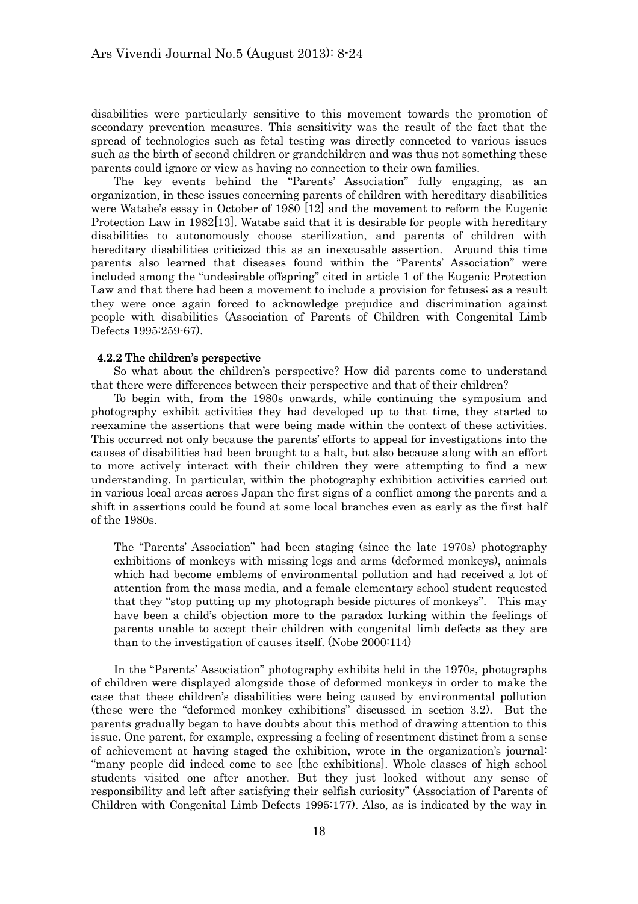disabilities were particularly sensitive to this movement towards the promotion of secondary prevention measures. This sensitivity was the result of the fact that the spread of technologies such as fetal testing was directly connected to various issues such as the birth of second children or grandchildren and was thus not something these parents could ignore or view as having no connection to their own families.

The key events behind the "Parents' Association" fully engaging, as an organization, in these issues concerning parents of children with hereditary disabilities were Watabe's essay in October of 1980 [12] and the movement to reform the Eugenic Protection Law in 1982[13]. Watabe said that it is desirable for people with hereditary disabilities to autonomously choose sterilization, and parents of children with hereditary disabilities criticized this as an inexcusable assertion. Around this time parents also learned that diseases found within the "Parents' Association" were included among the "undesirable offspring" cited in article 1 of the Eugenic Protection Law and that there had been a movement to include a provision for fetuses; as a result they were once again forced to acknowledge prejudice and discrimination against people with disabilities (Association of Parents of Children with Congenital Limb Defects 1995:259-67).

#### 4.2.2 The children's perspective

So what about the children's perspective? How did parents come to understand that there were differences between their perspective and that of their children?

To begin with, from the 1980s onwards, while continuing the symposium and photography exhibit activities they had developed up to that time, they started to reexamine the assertions that were being made within the context of these activities. This occurred not only because the parents' efforts to appeal for investigations into the causes of disabilities had been brought to a halt, but also because along with an effort to more actively interact with their children they were attempting to find a new understanding. In particular, within the photography exhibition activities carried out in various local areas across Japan the first signs of a conflict among the parents and a shift in assertions could be found at some local branches even as early as the first half of the 1980s.

> The "Parents' Association" had been staging (since the late 1970s) photography exhibitions of monkeys with missing legs and arms (deformed monkeys), animals which had become emblems of environmental pollution and had received a lot of attention from the mass media, and a female elementary school student requested that they "stop putting up my photograph beside pictures of monkeys". This may have been a child's objection more to the paradox lurking within the feelings of parents unable to accept their children with congenital limb defects as they are than to the investigation of causes itself. (Nobe 2000:114)

In the "Parents' Association" photography exhibits held in the 1970s, photographs of children were displayed alongside those of deformed monkeys in order to make the case that these children's disabilities were being caused by environmental pollution (these were the "deformed monkey exhibitions" discussed in section 3.2). But the parents gradually began to have doubts about this method of drawing attention to this issue. One parent, for example, expressing a feeling of resentment distinct from a sense of achievement at having staged the exhibition, wrote in the organization's journal: "many people did indeed come to see [the exhibitions]. Whole classes of high school students visited one after another. But they just looked without any sense of responsibility and left after satisfying their selfish curiosity" (Association of Parents of Children with Congenital Limb Defects 1995:177). Also, as is indicated by the way in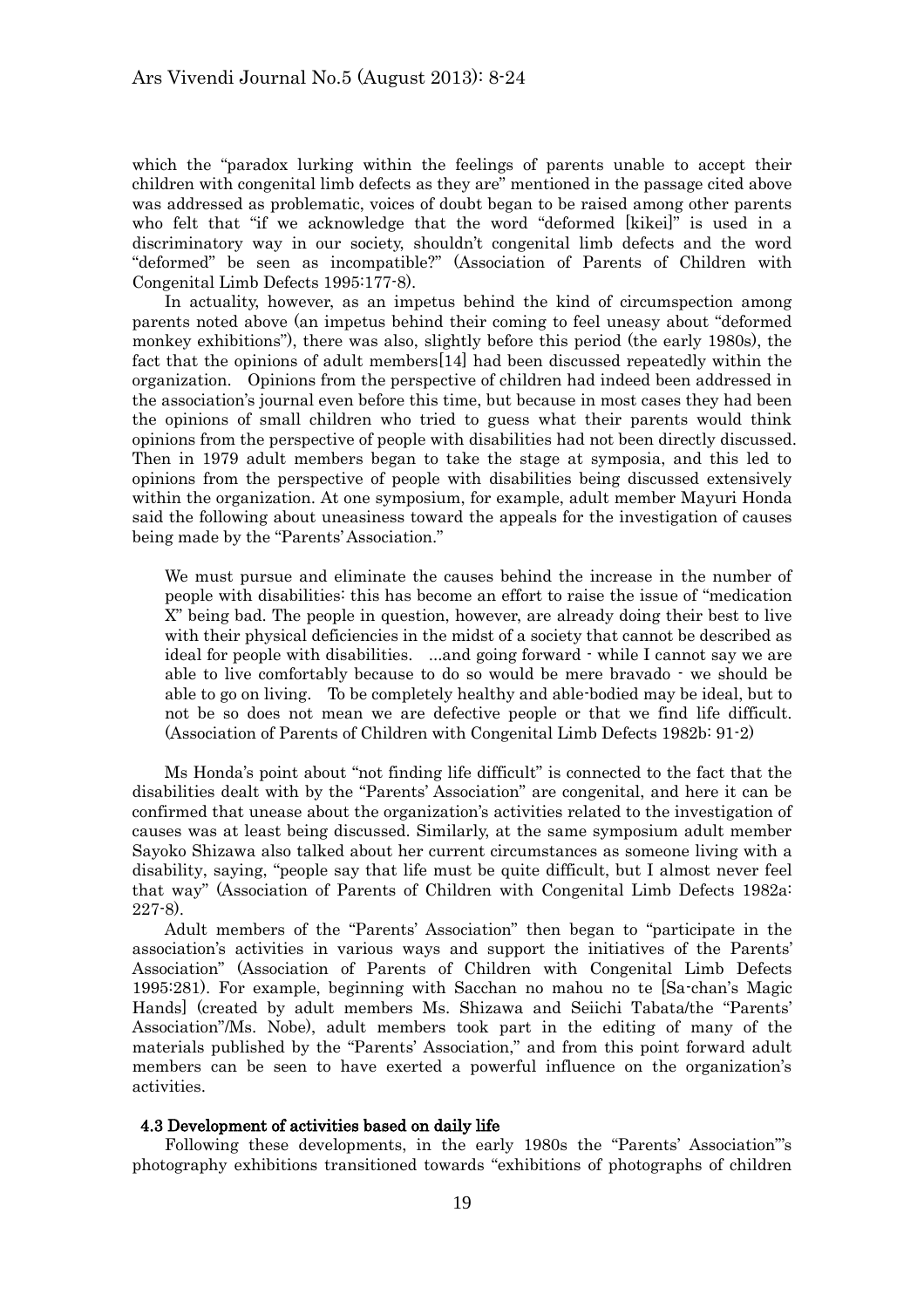which the "paradox lurking within the feelings of parents unable to accept their children with congenital limb defects as they are" mentioned in the passage cited above was addressed as problematic, voices of doubt began to be raised among other parents who felt that "if we acknowledge that the word "deformed [kikei]" is used in a discriminatory way in our society, shouldn't congenital limb defects and the word "deformed" be seen as incompatible?" (Association of Parents of Children with Congenital Limb Defects 1995:177-8).

In actuality, however, as an impetus behind the kind of circumspection among parents noted above (an impetus behind their coming to feel uneasy about "deformed monkey exhibitions"), there was also, slightly before this period (the early 1980s), the fact that the opinions of adult members[14] had been discussed repeatedly within the organization. Opinions from the perspective of children had indeed been addressed in the association's journal even before this time, but because in most cases they had been the opinions of small children who tried to guess what their parents would think opinions from the perspective of people with disabilities had not been directly discussed. Then in 1979 adult members began to take the stage at symposia, and this led to opinions from the perspective of people with disabilities being discussed extensively within the organization. At one symposium, for example, adult member Mayuri Honda said the following about uneasiness toward the appeals for the investigation of causes being made by the "Parents' Association."

> We must pursue and eliminate the causes behind the increase in the number of people with disabilities: this has become an effort to raise the issue of "medication X" being bad. The people in question, however, are already doing their best to live with their physical deficiencies in the midst of a society that cannot be described as ideal for people with disabilities. ...and going forward - while I cannot say we are able to live comfortably because to do so would be mere bravado - we should be able to go on living. To be completely healthy and able-bodied may be ideal, but to not be so does not mean we are defective people or that we find life difficult. (Association of Parents of Children with Congenital Limb Defects 1982b: 91-2)

Ms Honda's point about "not finding life difficult" is connected to the fact that the disabilities dealt with by the "Parents' Association" are congenital, and here it can be confirmed that unease about the organization's activities related to the investigation of causes was at least being discussed. Similarly, at the same symposium adult member Sayoko Shizawa also talked about her current circumstances as someone living with a disability, saying, "people say that life must be quite difficult, but I almost never feel that way" (Association of Parents of Children with Congenital Limb Defects 1982a: 227-8).

Adult members of the "Parents' Association" then began to "participate in the association's activities in various ways and support the initiatives of the Parents' Association" (Association of Parents of Children with Congenital Limb Defects 1995:281). For example, beginning with Sacchan no mahou no te [Sa-chan's Magic Hands] (created by adult members Ms. Shizawa and Seiichi Tabata/the "Parents' Association"/Ms. Nobe), adult members took part in the editing of many of the materials published by the "Parents' Association," and from this point forward adult members can be seen to have exerted a powerful influence on the organization's activities.

### 4.3 Development of activities based on daily life

Following these developments, in the early 1980s the "Parents' Association"'s photography exhibitions transitioned towards "exhibitions of photographs of children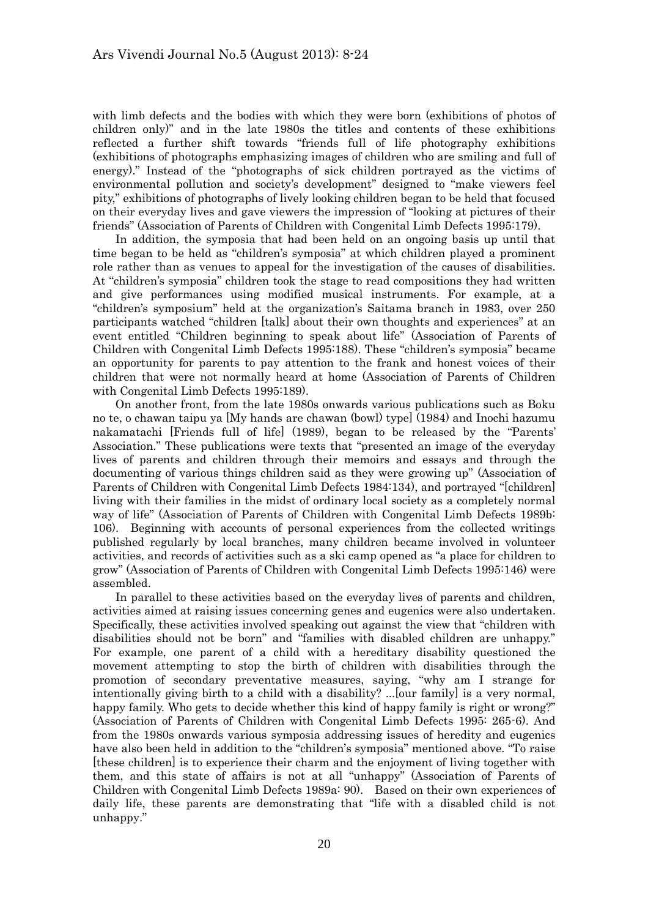with limb defects and the bodies with which they were born (exhibitions of photos of children only)" and in the late 1980s the titles and contents of these exhibitions reflected a further shift towards "friends full of life photography exhibitions (exhibitions of photographs emphasizing images of children who are smiling and full of energy)." Instead of the "photographs of sick children portrayed as the victims of environmental pollution and society's development" designed to "make viewers feel pity," exhibitions of photographs of lively looking children began to be held that focused on their everyday lives and gave viewers the impression of "looking at pictures of their friends" (Association of Parents of Children with Congenital Limb Defects 1995:179).

In addition, the symposia that had been held on an ongoing basis up until that time began to be held as "children's symposia" at which children played a prominent role rather than as venues to appeal for the investigation of the causes of disabilities. At "children's symposia" children took the stage to read compositions they had written and give performances using modified musical instruments. For example, at a "children's symposium" held at the organization's Saitama branch in 1983, over 250 participants watched "children [talk] about their own thoughts and experiences" at an event entitled "Children beginning to speak about life" (Association of Parents of Children with Congenital Limb Defects 1995:188). These "children's symposia" became an opportunity for parents to pay attention to the frank and honest voices of their children that were not normally heard at home (Association of Parents of Children with Congenital Limb Defects 1995:189).

On another front, from the late 1980s onwards various publications such as Boku no te, o chawan taipu ya [My hands are chawan (bowl) type] (1984) and Inochi hazumu nakamatachi [Friends full of life] (1989), began to be released by the "Parents' Association." These publications were texts that "presented an image of the everyday lives of parents and children through their memoirs and essays and through the documenting of various things children said as they were growing up" (Association of Parents of Children with Congenital Limb Defects 1984:134), and portrayed "[children] living with their families in the midst of ordinary local society as a completely normal way of life" (Association of Parents of Children with Congenital Limb Defects 1989b: 106). Beginning with accounts of personal experiences from the collected writings published regularly by local branches, many children became involved in volunteer activities, and records of activities such as a ski camp opened as "a place for children to grow" (Association of Parents of Children with Congenital Limb Defects 1995:146) were assembled.

In parallel to these activities based on the everyday lives of parents and children, activities aimed at raising issues concerning genes and eugenics were also undertaken. Specifically, these activities involved speaking out against the view that "children with disabilities should not be born" and "families with disabled children are unhappy." For example, one parent of a child with a hereditary disability questioned the movement attempting to stop the birth of children with disabilities through the promotion of secondary preventative measures, saying, "why am I strange for intentionally giving birth to a child with a disability? ...[our family] is a very normal, happy family. Who gets to decide whether this kind of happy family is right or wrong?" (Association of Parents of Children with Congenital Limb Defects 1995: 265-6). And from the 1980s onwards various symposia addressing issues of heredity and eugenics have also been held in addition to the "children's symposia" mentioned above. "To raise [these children] is to experience their charm and the enjoyment of living together with them, and this state of affairs is not at all "unhappy" (Association of Parents of Children with Congenital Limb Defects 1989a: 90). Based on their own experiences of daily life, these parents are demonstrating that "life with a disabled child is not unhappy."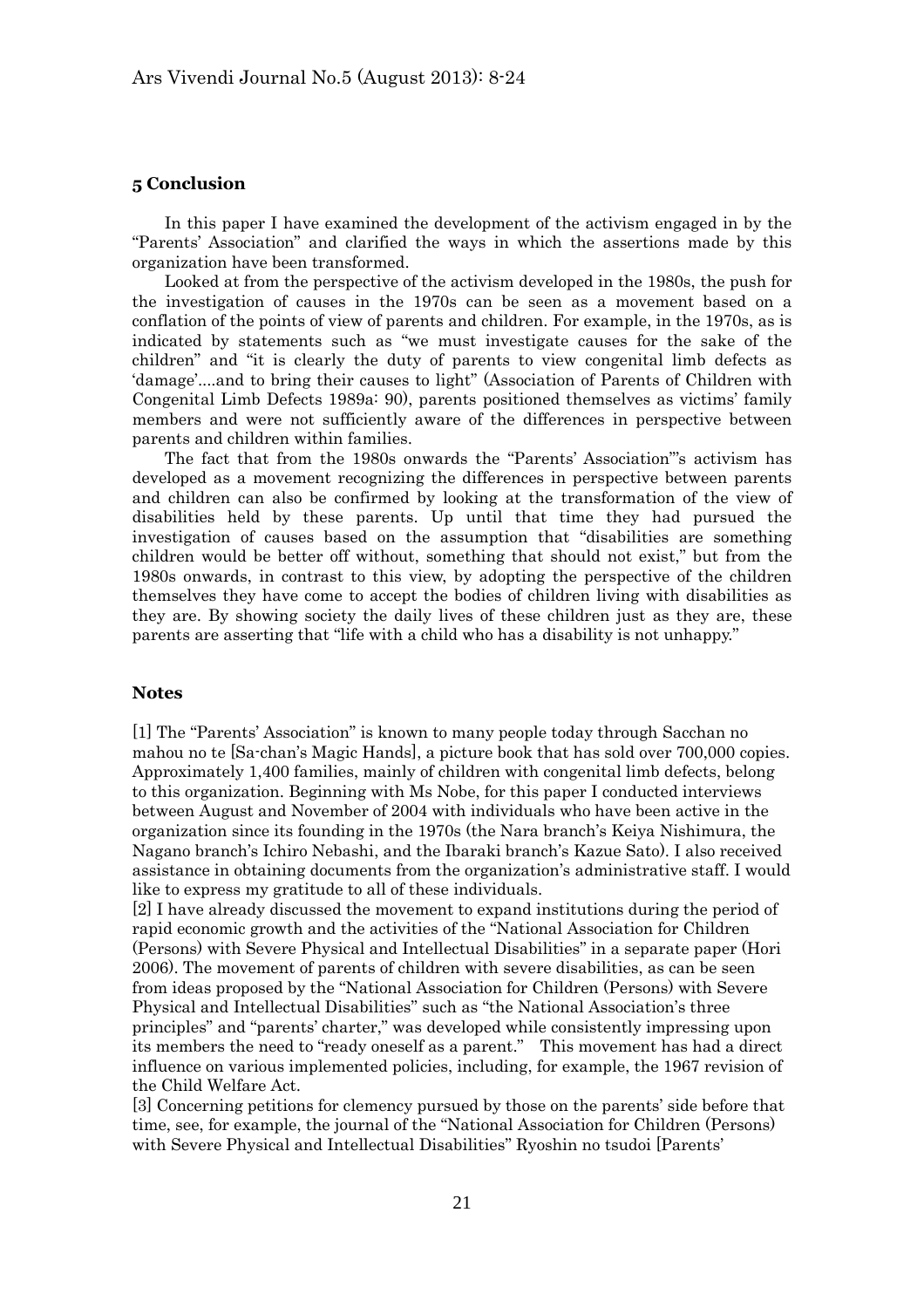## 5 Conclusion

In this paper I have examined the development of the activism engaged in by the "Parents' Association" and clarified the ways in which the assertions made by this organization have been transformed.

Looked at from the perspective of the activism developed in the 1980s, the push for the investigation of causes in the 1970s can be seen as a movement based on a conflation of the points of view of parents and children. For example, in the 1970s, as is indicated by statements such as "we must investigate causes for the sake of the children" and "it is clearly the duty of parents to view congenital limb defects as 'damage'....and to bring their causes to light" (Association of Parents of Children with Congenital Limb Defects 1989a: 90), parents positioned themselves as victims' family members and were not sufficiently aware of the differences in perspective between parents and children within families.

The fact that from the 1980s onwards the "Parents' Association"'s activism has developed as a movement recognizing the differences in perspective between parents and children can also be confirmed by looking at the transformation of the view of disabilities held by these parents. Up until that time they had pursued the investigation of causes based on the assumption that "disabilities are something children would be better off without, something that should not exist," but from the 1980s onwards, in contrast to this view, by adopting the perspective of the children themselves they have come to accept the bodies of children living with disabilities as they are. By showing society the daily lives of these children just as they are, these parents are asserting that "life with a child who has a disability is not unhappy."

## Notes

[1] The "Parents' Association" is known to many people today through Sacchan no mahou no te [Sa-chan's Magic Hands], a picture book that has sold over 700,000 copies. Approximately 1,400 families, mainly of children with congenital limb defects, belong to this organization. Beginning with Ms Nobe, for this paper I conducted interviews between August and November of 2004 with individuals who have been active in the organization since its founding in the 1970s (the Nara branch's Keiya Nishimura, the Nagano branch's Ichiro Nebashi, and the Ibaraki branch's Kazue Sato). I also received assistance in obtaining documents from the organization's administrative staff. I would like to express my gratitude to all of these individuals.

[2] I have already discussed the movement to expand institutions during the period of rapid economic growth and the activities of the "National Association for Children (Persons) with Severe Physical and Intellectual Disabilities" in a separate paper (Hori 2006). The movement of parents of children with severe disabilities, as can be seen from ideas proposed by the "National Association for Children (Persons) with Severe Physical and Intellectual Disabilities" such as "the National Association's three principles" and "parents' charter," was developed while consistently impressing upon its members the need to "ready oneself as a parent." This movement has had a direct influence on various implemented policies, including, for example, the 1967 revision of the Child Welfare Act.

[3] Concerning petitions for clemency pursued by those on the parents' side before that time, see, for example, the journal of the "National Association for Children (Persons) with Severe Physical and Intellectual Disabilities" Ryoshin no tsudoi [Parents'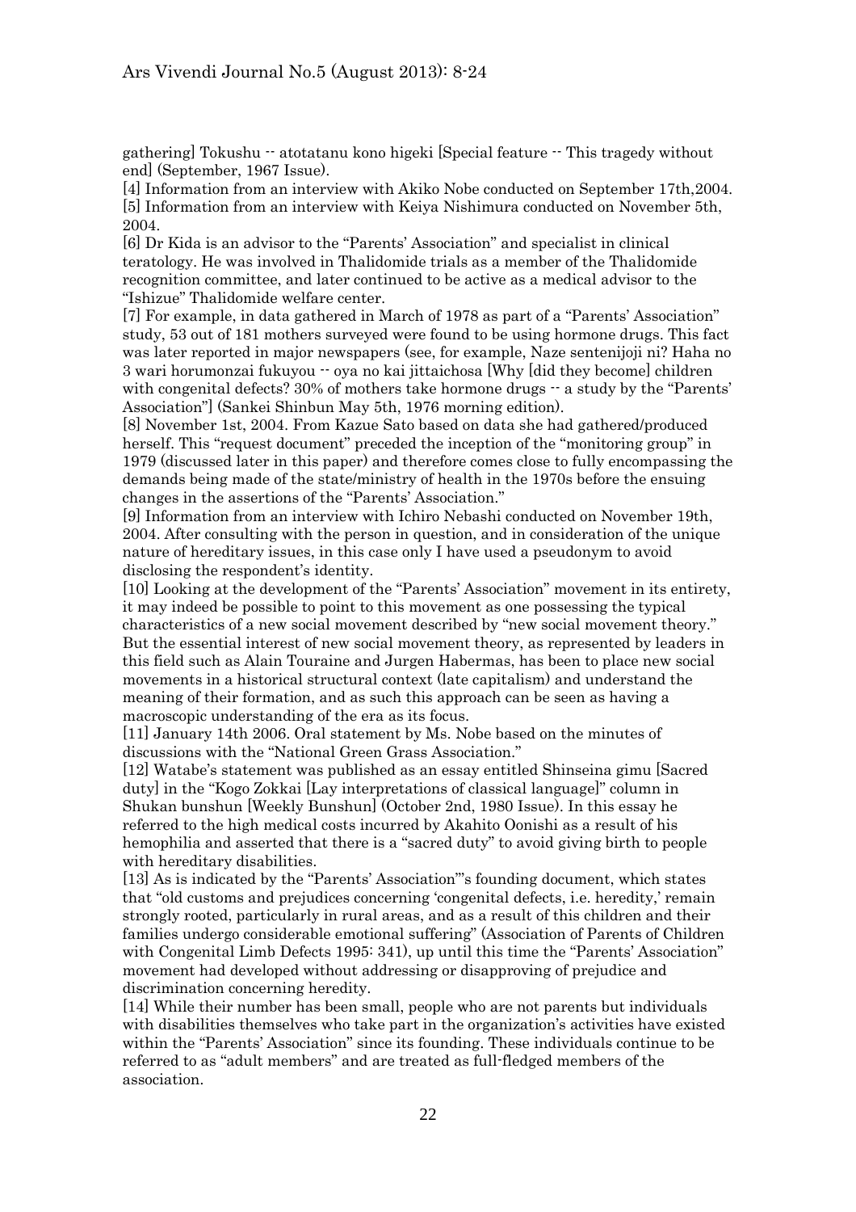gathering] Tokushu -- atotatanu kono higeki [Special feature -- This tragedy without end] (September, 1967 Issue).

[4] Information from an interview with Akiko Nobe conducted on September 17th,2004.

[5] Information from an interview with Keiya Nishimura conducted on November 5th, 2004.

[6] Dr Kida is an advisor to the "Parents' Association" and specialist in clinical teratology. He was involved in Thalidomide trials as a member of the Thalidomide recognition committee, and later continued to be active as a medical advisor to the "Ishizue" Thalidomide welfare center.

[7] For example, in data gathered in March of 1978 as part of a "Parents' Association" study, 53 out of 181 mothers surveyed were found to be using hormone drugs. This fact was later reported in major newspapers (see, for example, Naze sentenijoji ni? Haha no 3 wari horumonzai fukuyou -- oya no kai jittaichosa [Why [did they become] children with congenital defects? 30% of mothers take hormone drugs -- a study by the "Parents' Association"] (Sankei Shinbun May 5th, 1976 morning edition).

[8] November 1st, 2004. From Kazue Sato based on data she had gathered/produced herself. This "request document" preceded the inception of the "monitoring group" in 1979 (discussed later in this paper) and therefore comes close to fully encompassing the demands being made of the state/ministry of health in the 1970s before the ensuing changes in the assertions of the "Parents' Association."

[9] Information from an interview with Ichiro Nebashi conducted on November 19th, 2004. After consulting with the person in question, and in consideration of the unique nature of hereditary issues, in this case only I have used a pseudonym to avoid disclosing the respondent's identity.

[10] Looking at the development of the "Parents' Association" movement in its entirety, it may indeed be possible to point to this movement as one possessing the typical characteristics of a new social movement described by "new social movement theory." But the essential interest of new social movement theory, as represented by leaders in this field such as Alain Touraine and Jurgen Habermas, has been to place new social movements in a historical structural context (late capitalism) and understand the meaning of their formation, and as such this approach can be seen as having a macroscopic understanding of the era as its focus.

[11] January 14th 2006. Oral statement by Ms. Nobe based on the minutes of discussions with the "National Green Grass Association."

[12] Watabe's statement was published as an essay entitled Shinseina gimu [Sacred duty] in the "Kogo Zokkai [Lay interpretations of classical language]" column in Shukan bunshun [Weekly Bunshun] (October 2nd, 1980 Issue). In this essay he referred to the high medical costs incurred by Akahito Oonishi as a result of his hemophilia and asserted that there is a "sacred duty" to avoid giving birth to people with hereditary disabilities.

[13] As is indicated by the "Parents' Association"'s founding document, which states that "old customs and prejudices concerning 'congenital defects, i.e. heredity,' remain strongly rooted, particularly in rural areas, and as a result of this children and their families undergo considerable emotional suffering" (Association of Parents of Children with Congenital Limb Defects 1995: 341), up until this time the "Parents' Association" movement had developed without addressing or disapproving of prejudice and discrimination concerning heredity.

[14] While their number has been small, people who are not parents but individuals with disabilities themselves who take part in the organization's activities have existed within the "Parents' Association" since its founding. These individuals continue to be referred to as "adult members" and are treated as full-fledged members of the association.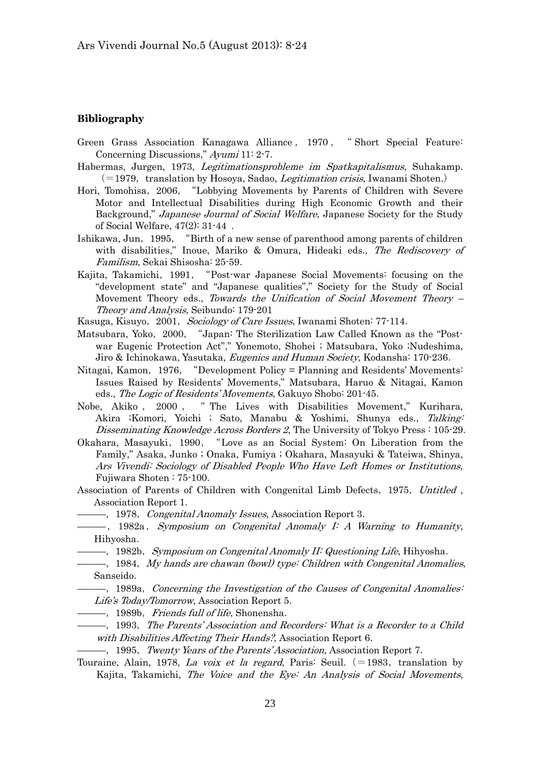## Bibliography

Green Grass Association Kanagawa Alliance , 1970 , " Short Special Feature: Concerning Discussions," *Ayumi* 11: 2-7.

Habermas, Jurgen, 1973, *Legitimationsprobleme im Spatkapitalismus*, Suhakamp. (=1979, translation by Hosoya, Sadao, *Legitimation crisis*, Iwanami Shoten.)

Hori, Tomohisa, 2006, "Lobbying Movements by Parents of Children with Severe Motor and Intellectual Disabilities during High Economic Growth and their Background," *Japanese Journal of Social Welfare*, Japanese Society for the Study of Social Welfare, 47(2): 31-44 .

Ishikawa, Jun, 1995, "Birth of a new sense of parenthood among parents of children with disabilities," Inoue, Mariko & Omura, Hideaki eds., *The Rediscovery of Familism*, Sekai Shisosha: 25-59.

Kajita, Takamichi, 1991, "Post-war Japanese Social Movements: focusing on the "development state" and "Japanese qualities"," Society for the Study of Social Movement Theory eds., *Towards the Unification of Social Movement Theory – Theory and Analysis*, Seibundo: 179-201

Kasuga, Kisuyo, 2001, *Sociology of Care Issues*, Iwanami Shoten: 77-114.

Matsubara, Yoko, 2000, "Japan: The Sterilization Law Called Known as the "Post-war Eugenic Protection Act"," Yonemoto, Shohei ; Matsubara, Yoko ;Nudeshima, Jiro & Ichinokawa, Yasutaka, *Eugenics and Human Society*, Kodansha: 170-236.

Nitagai, Kamon, 1976, "Development Policy = Planning and Residents' Movements: Issues Raised by Residents' Movements," Matsubara, Haruo & Nitagai, Kamon eds., *The Logic of Residents' Movements*, Gakuyo Shobo: 201-45.

Nobe, Akiko , 2000 , " The Lives with Disabilities Movement," Kurihara, Akira ;Komori, Yoichi ; Sato, Manabu & Yoshimi, Shunya eds., *Talking: Disseminating Knowledge Across Borders 2*, The University of Tokyo Press : 105-29.

Okahara, Masayuki, 1990, "Love as an Social System: On Liberation from the Family," Asaka, Junko ; Onaka, Fumiya ; Okahara, Masayuki & Tateiwa, Shinya, *Ars Vivendi: Sociology of Disabled People Who Have Left Homes or Institutions*, Fujiwara Shoten : 75-100.

Association of Parents of Children with Congenital Limb Defects, 1975, *Untitled* , Association Report 1.

———, 1978, *Congenital Anomaly Issues*, Association Report 3.

———, 1982a , *Symposium on Congenital Anomaly I: A Warning to Humanity*, Hihyosha.

———, 1982b, *Symposium on Congenital Anomaly II: Questioning Life*, Hihyosha.

———, 1984, *My hands are chawan (bowl) type: Children with Congenital Anomalies*, Sanseido.

———, 1989a, *Concerning the Investigation of the Causes of Congenital Anomalies: Life's Today/Tomorrow*, Association Report 5.

———, 1989b, *Friends full of life*, Shonensha.

———, 1993, *The Parents' Association and Recorders: What is a Recorder to a Child with Disabilities Affecting Their Hands?*, Association Report 6.

———, 1995, *Twenty Years of the Parents' Association,* Association Report 7.

Touraine, Alain, 1978, *La voix et la regard*, Paris: Seuil. (=1983, translation by Kajita, Takamichi, *The Voice and the Eye: An Analysis of Social Movements*,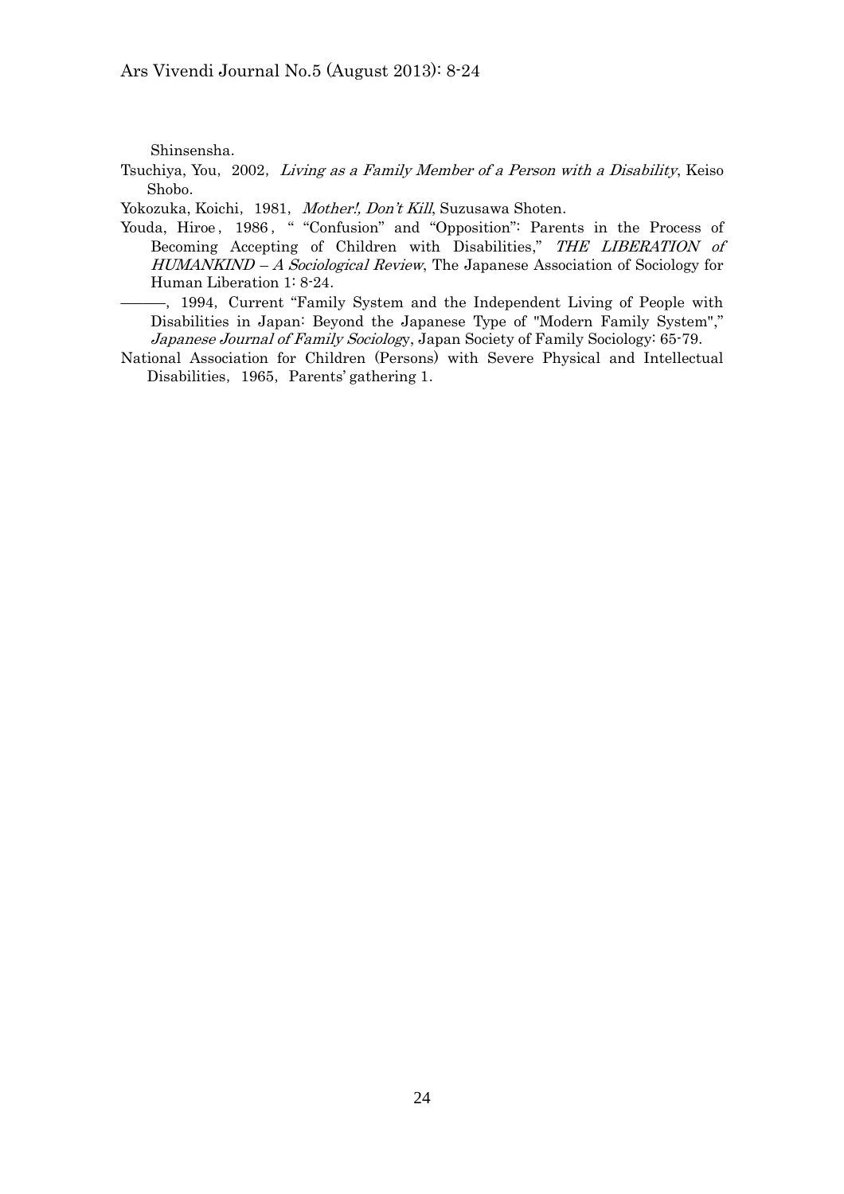Shinsensha.

Tsuchiya, You, 2002, *Living as a Family Member of a Person with a Disability*, Keiso Shobo.

Yokozuka, Koichi, 1981, *Mother!, Don't Kill*, Suzusawa Shoten.

Youda, Hiroe, 1986, " "Confusion" and "Opposition": Parents in the Process of Becoming Accepting of Children with Disabilities," *THE LIBERATION of HUMANKIND – A Sociological Review*, The Japanese Association of Sociology for Human Liberation 1: 8-24.

———, 1994, Current "Family System and the Independent Living of People with Disabilities in Japan: Beyond the Japanese Type of "Modern Family System"," *Japanese Journal of Family Sociology*, Japan Society of Family Sociology: 65-79.

National Association for Children (Persons) with Severe Physical and Intellectual Disabilities, 1965, Parents' gathering 1.